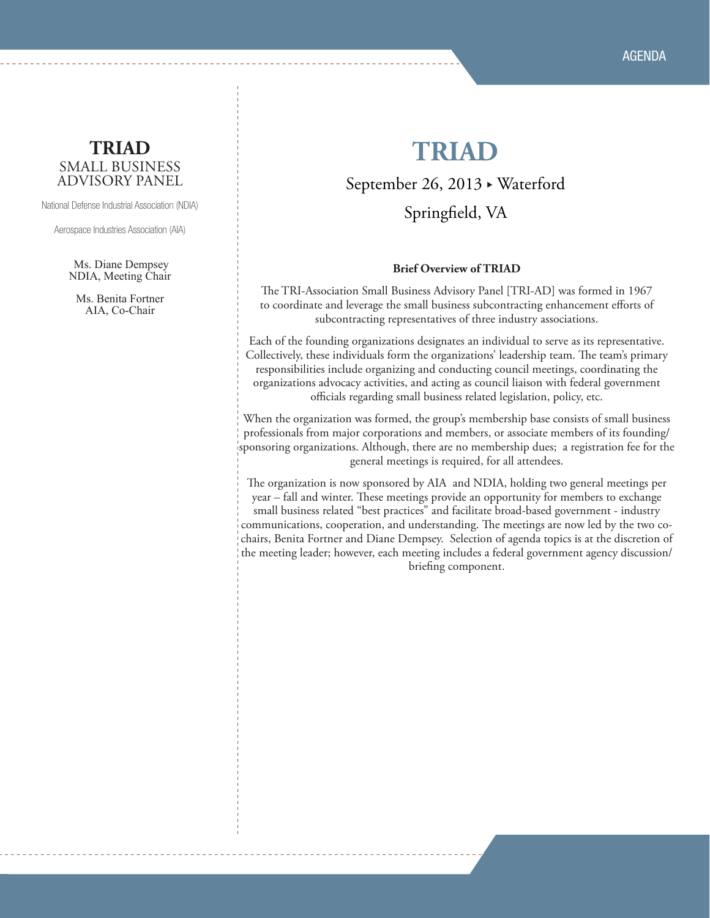AGENDA

**TRIAD**
SMALL BUSINESS
ADVISORY PANEL

National Defense Industrial Association (NDIA)

Aerospace Industries Association (AIA)

Ms. Diane Dempsey
NDIA, Meeting Chair

Ms. Benita Fortner
AIA, Co-Chair

# TRIAD

September 26, 2013 ▸ Waterford

Springfield, VA

**Brief Overview of TRIAD**

The TRI-Association Small Business Advisory Panel [TRI-AD] was formed in 1967 to coordinate and leverage the small business subcontracting enhancement efforts of subcontracting representatives of three industry associations.

Each of the founding organizations designates an individual to serve as its representative. Collectively, these individuals form the organizations' leadership team. The team's primary responsibilities include organizing and conducting council meetings, coordinating the organizations advocacy activities, and acting as council liaison with federal government officials regarding small business related legislation, policy, etc.

When the organization was formed, the group's membership base consists of small business professionals from major corporations and members, or associate members of its founding/sponsoring organizations. Although, there are no membership dues; a registration fee for the general meetings is required, for all attendees.

The organization is now sponsored by AIA and NDIA, holding two general meetings per year – fall and winter. These meetings provide an opportunity for members to exchange small business related "best practices" and facilitate broad-based government - industry communications, cooperation, and understanding. The meetings are now led by the two co-chairs, Benita Fortner and Diane Dempsey. Selection of agenda topics is at the discretion of the meeting leader; however, each meeting includes a federal government agency discussion/briefing component.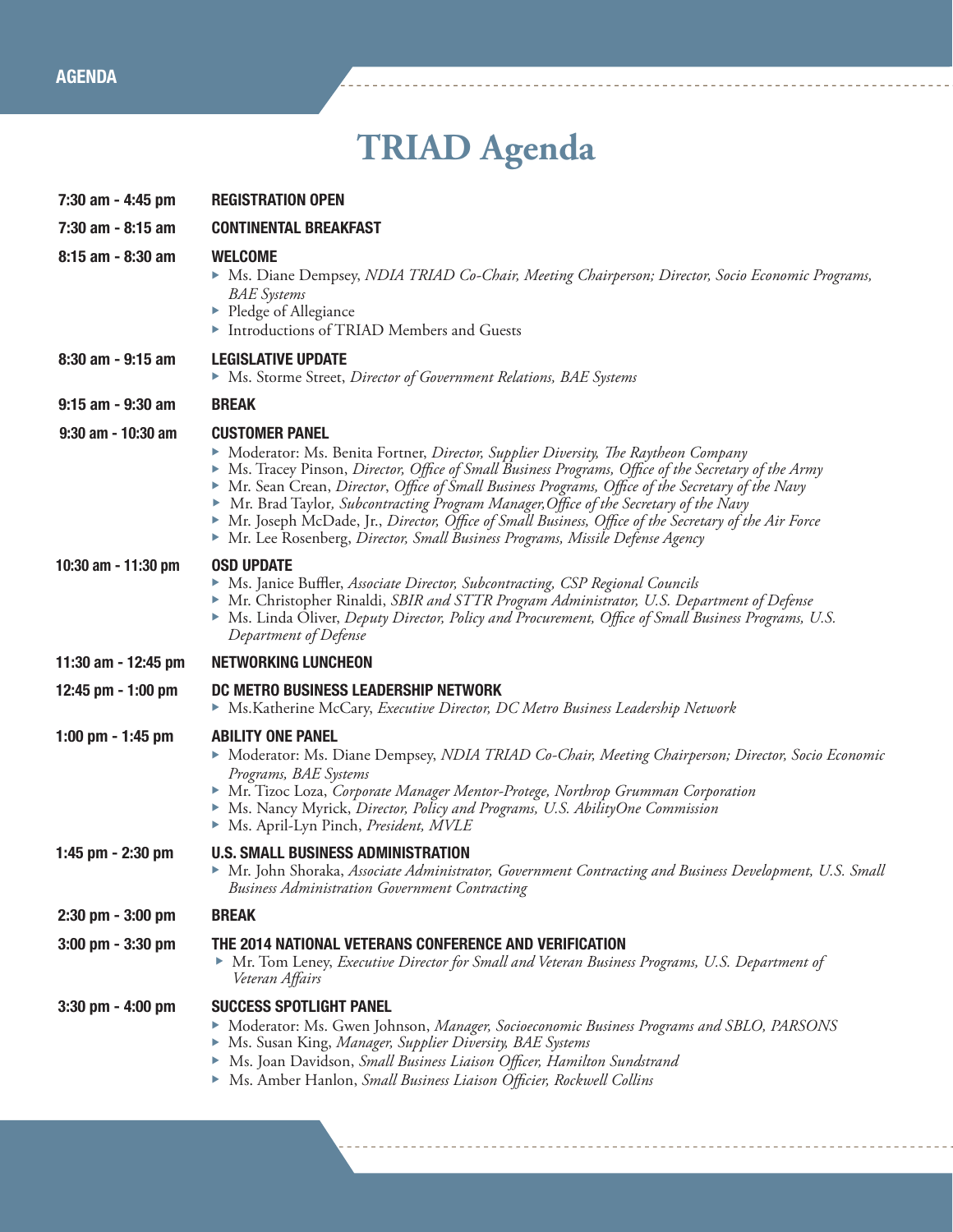# TRIAD Agenda

**7:30 am - 4:45 pm** — **REGISTRATION OPEN**

**7:30 am - 8:15 am** — **CONTINENTAL BREAKFAST**

**8:15 am - 8:30 am** — **WELCOME**

- Ms. Diane Dempsey, *NDIA TRIAD Co-Chair, Meeting Chairperson; Director, Socio Economic Programs, BAE Systems*
- Pledge of Allegiance
- Introductions of TRIAD Members and Guests

**8:30 am - 9:15 am** — **LEGISLATIVE UPDATE**

- Ms. Storme Street, *Director of Government Relations, BAE Systems*

**9:15 am - 9:30 am** — **BREAK**

**9:30 am - 10:30 am** — **CUSTOMER PANEL**

- Moderator: Ms. Benita Fortner, *Director, Supplier Diversity, The Raytheon Company*
- Ms. Tracey Pinson, *Director, Office of Small Business Programs, Office of the Secretary of the Army*
- Mr. Sean Crean, *Director*, *Office of Small Business Programs, Office of the Secretary of the Navy*
- Mr. Brad Taylor, *Subcontracting Program Manager,Office of the Secretary of the Navy*
- Mr. Joseph McDade, Jr., *Director, Office of Small Business, Office of the Secretary of the Air Force*
- Mr. Lee Rosenberg, *Director, Small Business Programs, Missile Defense Agency*

**10:30 am - 11:30 pm** — **OSD UPDATE**

- Ms. Janice Buffler, *Associate Director, Subcontracting, CSP Regional Councils*
- Mr. Christopher Rinaldi, *SBIR and STTR Program Administrator, U.S. Department of Defense*
- Ms. Linda Oliver, *Deputy Director, Policy and Procurement, Office of Small Business Programs, U.S. Department of Defense*

**11:30 am - 12:45 pm** — **NETWORKING LUNCHEON**

**12:45 pm - 1:00 pm** — **DC METRO BUSINESS LEADERSHIP NETWORK**

- Ms.Katherine McCary, *Executive Director, DC Metro Business Leadership Network*

**1:00 pm - 1:45 pm** — **ABILITY ONE PANEL**

- Moderator: Ms. Diane Dempsey, *NDIA TRIAD Co-Chair, Meeting Chairperson; Director, Socio Economic Programs, BAE Systems*
- Mr. Tizoc Loza, *Corporate Manager Mentor-Protege, Northrop Grumman Corporation*
- Ms. Nancy Myrick, *Director, Policy and Programs, U.S. AbilityOne Commission*
- Ms. April-Lyn Pinch, *President, MVLE*

**1:45 pm - 2:30 pm** — **U.S. SMALL BUSINESS ADMINISTRATION**

- Mr. John Shoraka, *Associate Administrator, Government Contracting and Business Development, U.S. Small Business Administration Government Contracting*

**2:30 pm - 3:00 pm** — **BREAK**

**3:00 pm - 3:30 pm** — **THE 2014 NATIONAL VETERANS CONFERENCE AND VERIFICATION**

- Mr. Tom Leney, *Executive Director for Small and Veteran Business Programs, U.S. Department of Veteran Affairs*

**3:30 pm - 4:00 pm** — **SUCCESS SPOTLIGHT PANEL**

- Moderator: Ms. Gwen Johnson, *Manager, Socioeconomic Business Programs and SBLO, PARSONS*
- Ms. Susan King, *Manager, Supplier Diversity, BAE Systems*
- Ms. Joan Davidson, *Small Business Liaison Officer, Hamilton Sundstrand*
- Ms. Amber Hanlon, *Small Business Liaison Officier, Rockwell Collins*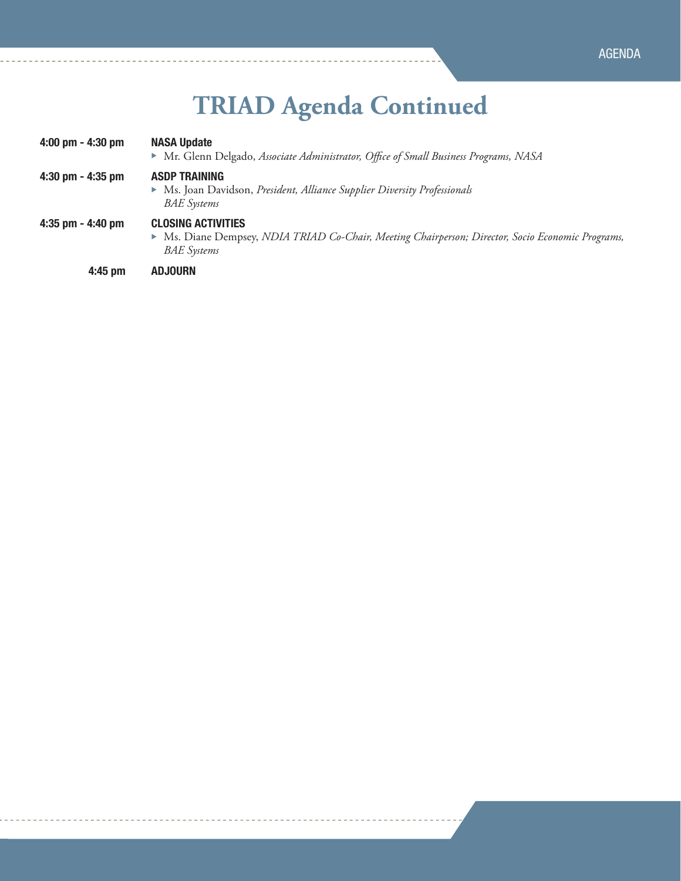# TRIAD Agenda Continued

| | |
|---|---|
| **4:00 pm - 4:30 pm** | **NASA Update**<br>▸ Mr. Glenn Delgado, *Associate Administrator, Office of Small Business Programs, NASA* |
| **4:30 pm - 4:35 pm** | **ASDP TRAINING**<br>▸ Ms. Joan Davidson, *President, Alliance Supplier Diversity Professionals BAE Systems* |
| **4:35 pm - 4:40 pm** | **CLOSING ACTIVITIES**<br>▸ Ms. Diane Dempsey, *NDIA TRIAD Co-Chair, Meeting Chairperson; Director, Socio Economic Programs, BAE Systems* |
| **4:45 pm** | **ADJOURN** |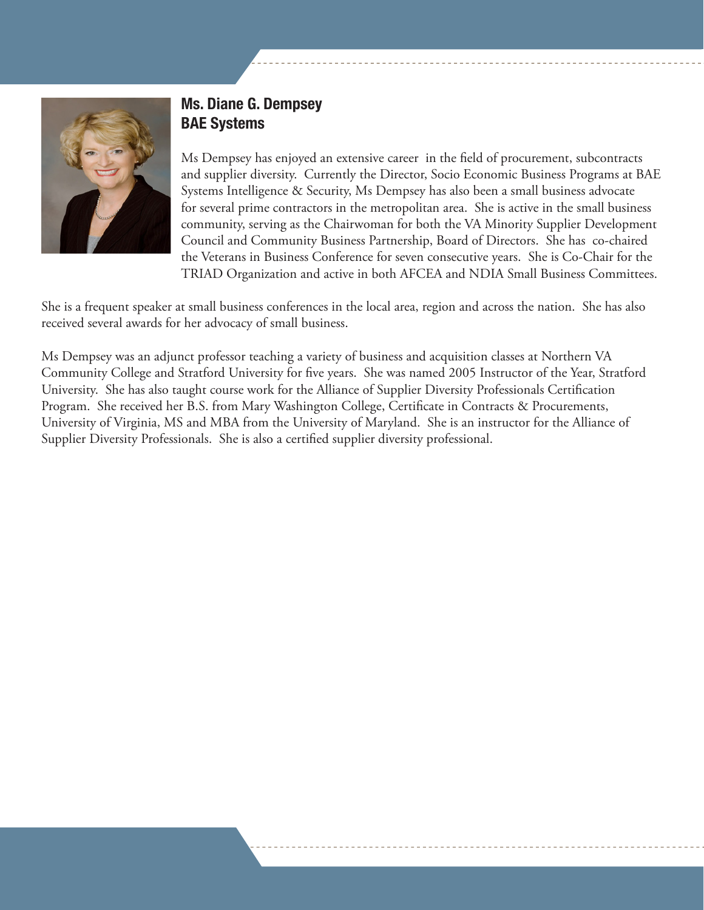## Ms. Diane G. Dempsey
## BAE Systems

Ms Dempsey has enjoyed an extensive career in the field of procurement, subcontracts and supplier diversity. Currently the Director, Socio Economic Business Programs at BAE Systems Intelligence & Security, Ms Dempsey has also been a small business advocate for several prime contractors in the metropolitan area. She is active in the small business community, serving as the Chairwoman for both the VA Minority Supplier Development Council and Community Business Partnership, Board of Directors. She has co-chaired the Veterans in Business Conference for seven consecutive years. She is Co-Chair for the TRIAD Organization and active in both AFCEA and NDIA Small Business Committees.

She is a frequent speaker at small business conferences in the local area, region and across the nation. She has also received several awards for her advocacy of small business.

Ms Dempsey was an adjunct professor teaching a variety of business and acquisition classes at Northern VA Community College and Stratford University for five years. She was named 2005 Instructor of the Year, Stratford University. She has also taught course work for the Alliance of Supplier Diversity Professionals Certification Program. She received her B.S. from Mary Washington College, Certificate in Contracts & Procurements, University of Virginia, MS and MBA from the University of Maryland. She is an instructor for the Alliance of Supplier Diversity Professionals. She is also a certified supplier diversity professional.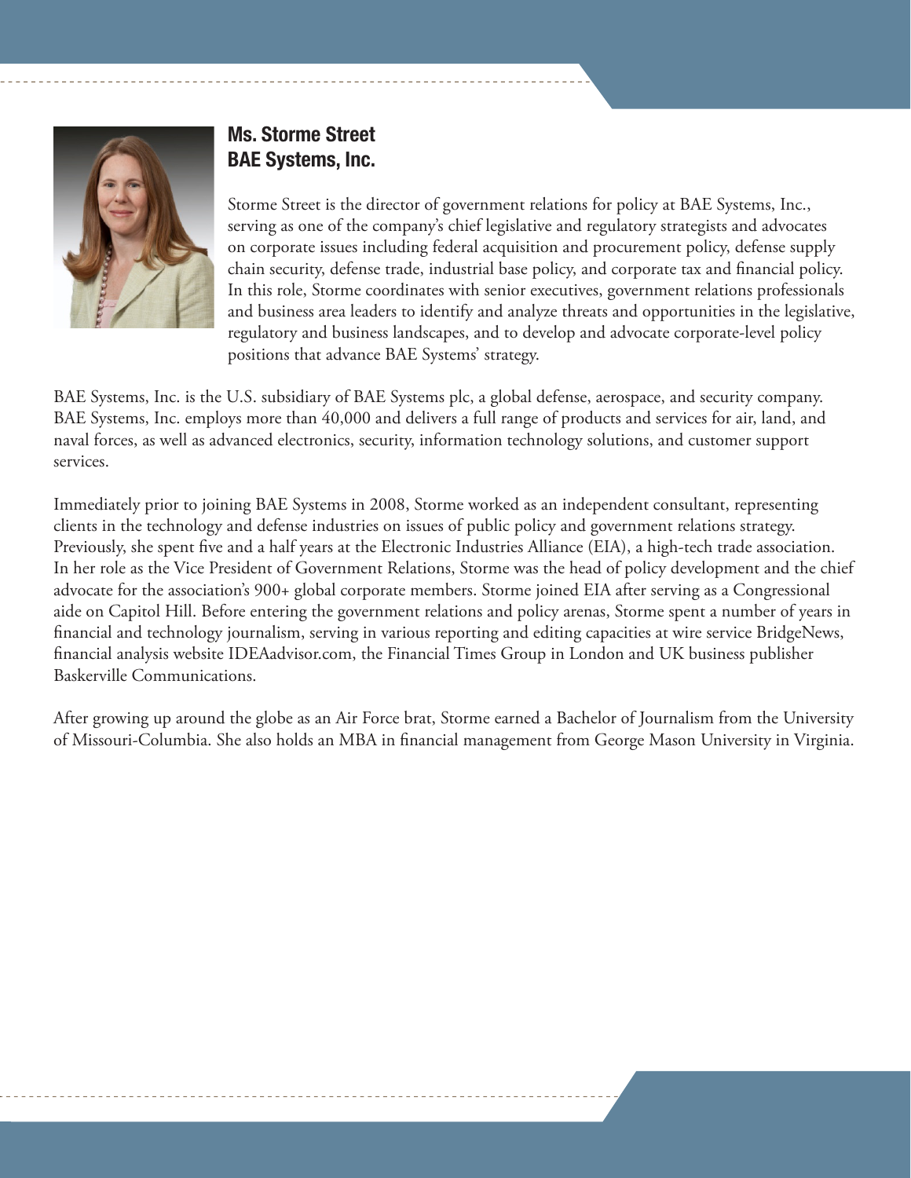## Ms. Storme Street
## BAE Systems, Inc.

Storme Street is the director of government relations for policy at BAE Systems, Inc., serving as one of the company's chief legislative and regulatory strategists and advocates on corporate issues including federal acquisition and procurement policy, defense supply chain security, defense trade, industrial base policy, and corporate tax and financial policy. In this role, Storme coordinates with senior executives, government relations professionals and business area leaders to identify and analyze threats and opportunities in the legislative, regulatory and business landscapes, and to develop and advocate corporate-level policy positions that advance BAE Systems' strategy.

BAE Systems, Inc. is the U.S. subsidiary of BAE Systems plc, a global defense, aerospace, and security company. BAE Systems, Inc. employs more than 40,000 and delivers a full range of products and services for air, land, and naval forces, as well as advanced electronics, security, information technology solutions, and customer support services.

Immediately prior to joining BAE Systems in 2008, Storme worked as an independent consultant, representing clients in the technology and defense industries on issues of public policy and government relations strategy. Previously, she spent five and a half years at the Electronic Industries Alliance (EIA), a high-tech trade association. In her role as the Vice President of Government Relations, Storme was the head of policy development and the chief advocate for the association's 900+ global corporate members. Storme joined EIA after serving as a Congressional aide on Capitol Hill. Before entering the government relations and policy arenas, Storme spent a number of years in financial and technology journalism, serving in various reporting and editing capacities at wire service BridgeNews, financial analysis website IDEAadvisor.com, the Financial Times Group in London and UK business publisher Baskerville Communications.

After growing up around the globe as an Air Force brat, Storme earned a Bachelor of Journalism from the University of Missouri-Columbia. She also holds an MBA in financial management from George Mason University in Virginia.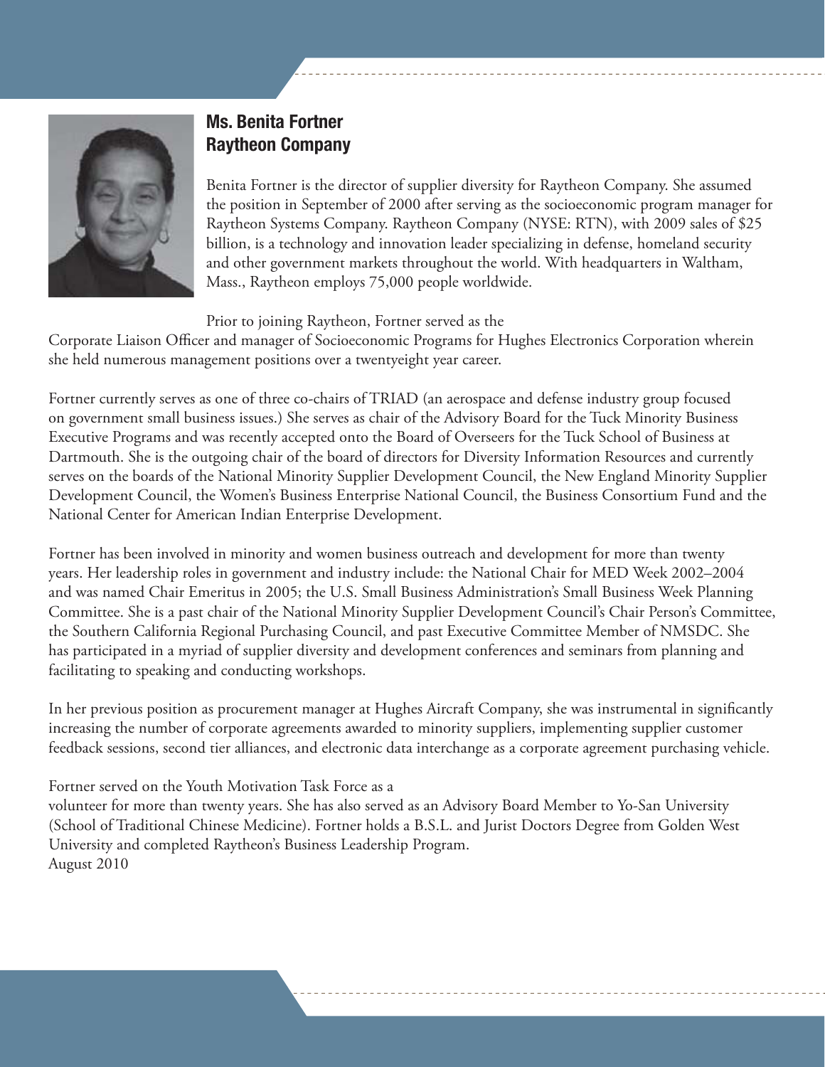## Ms. Benita Fortner
## Raytheon Company

Benita Fortner is the director of supplier diversity for Raytheon Company. She assumed the position in September of 2000 after serving as the socioeconomic program manager for Raytheon Systems Company. Raytheon Company (NYSE: RTN), with 2009 sales of $25 billion, is a technology and innovation leader specializing in defense, homeland security and other government markets throughout the world. With headquarters in Waltham, Mass., Raytheon employs 75,000 people worldwide.

Prior to joining Raytheon, Fortner served as the Corporate Liaison Officer and manager of Socioeconomic Programs for Hughes Electronics Corporation wherein she held numerous management positions over a twentyeight year career.

Fortner currently serves as one of three co-chairs of TRIAD (an aerospace and defense industry group focused on government small business issues.) She serves as chair of the Advisory Board for the Tuck Minority Business Executive Programs and was recently accepted onto the Board of Overseers for the Tuck School of Business at Dartmouth. She is the outgoing chair of the board of directors for Diversity Information Resources and currently serves on the boards of the National Minority Supplier Development Council, the New England Minority Supplier Development Council, the Women's Business Enterprise National Council, the Business Consortium Fund and the National Center for American Indian Enterprise Development.

Fortner has been involved in minority and women business outreach and development for more than twenty years. Her leadership roles in government and industry include: the National Chair for MED Week 2002–2004 and was named Chair Emeritus in 2005; the U.S. Small Business Administration's Small Business Week Planning Committee. She is a past chair of the National Minority Supplier Development Council's Chair Person's Committee, the Southern California Regional Purchasing Council, and past Executive Committee Member of NMSDC. She has participated in a myriad of supplier diversity and development conferences and seminars from planning and facilitating to speaking and conducting workshops.

In her previous position as procurement manager at Hughes Aircraft Company, she was instrumental in significantly increasing the number of corporate agreements awarded to minority suppliers, implementing supplier customer feedback sessions, second tier alliances, and electronic data interchange as a corporate agreement purchasing vehicle.

Fortner served on the Youth Motivation Task Force as a volunteer for more than twenty years. She has also served as an Advisory Board Member to Yo-San University (School of Traditional Chinese Medicine). Fortner holds a B.S.L. and Jurist Doctors Degree from Golden West University and completed Raytheon's Business Leadership Program.

August 2010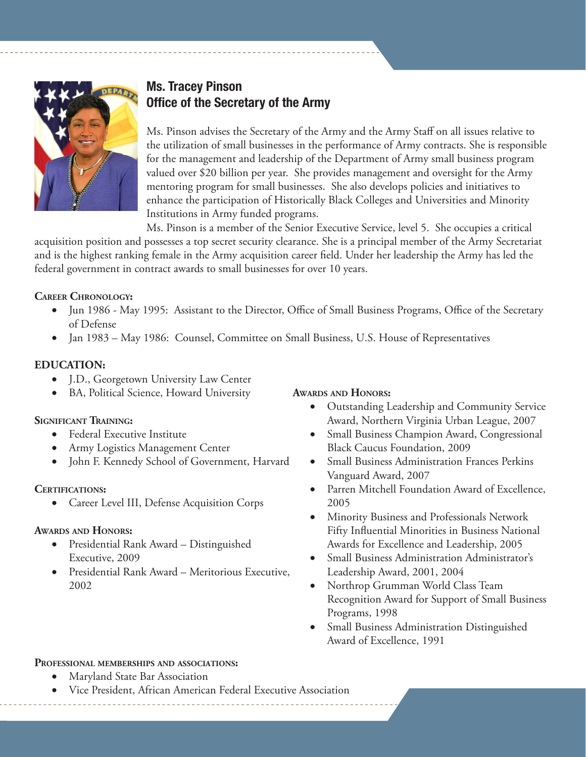## Ms. Tracey Pinson
## Office of the Secretary of the Army

Ms. Pinson advises the Secretary of the Army and the Army Staff on all issues relative to the utilization of small businesses in the performance of Army contracts. She is responsible for the management and leadership of the Department of Army small business program valued over $20 billion per year. She provides management and oversight for the Army mentoring program for small businesses. She also develops policies and initiatives to enhance the participation of Historically Black Colleges and Universities and Minority Institutions in Army funded programs.

Ms. Pinson is a member of the Senior Executive Service, level 5. She occupies a critical acquisition position and possesses a top secret security clearance. She is a principal member of the Army Secretariat and is the highest ranking female in the Army acquisition career field. Under her leadership the Army has led the federal government in contract awards to small businesses for over 10 years.

**Career Chronology:**

- Jun 1986 - May 1995: Assistant to the Director, Office of Small Business Programs, Office of the Secretary of Defense
- Jan 1983 – May 1986: Counsel, Committee on Small Business, U.S. House of Representatives

**EDUCATION:**

- J.D., Georgetown University Law Center
- BA, Political Science, Howard University

**Significant Training:**

- Federal Executive Institute
- Army Logistics Management Center
- John F. Kennedy School of Government, Harvard

**Certifications:**

- Career Level III, Defense Acquisition Corps

**Awards and Honors:**

- Presidential Rank Award – Distinguished Executive, 2009
- Presidential Rank Award – Meritorious Executive, 2002
- Outstanding Leadership and Community Service Award, Northern Virginia Urban League, 2007
- Small Business Champion Award, Congressional Black Caucus Foundation, 2009
- Small Business Administration Frances Perkins Vanguard Award, 2007
- Parren Mitchell Foundation Award of Excellence, 2005
- Minority Business and Professionals Network Fifty Influential Minorities in Business National Awards for Excellence and Leadership, 2005
- Small Business Administration Administrator's Leadership Award, 2001, 2004
- Northrop Grumman World Class Team Recognition Award for Support of Small Business Programs, 1998
- Small Business Administration Distinguished Award of Excellence, 1991

**Professional memberships and associations:**

- Maryland State Bar Association
- Vice President, African American Federal Executive Association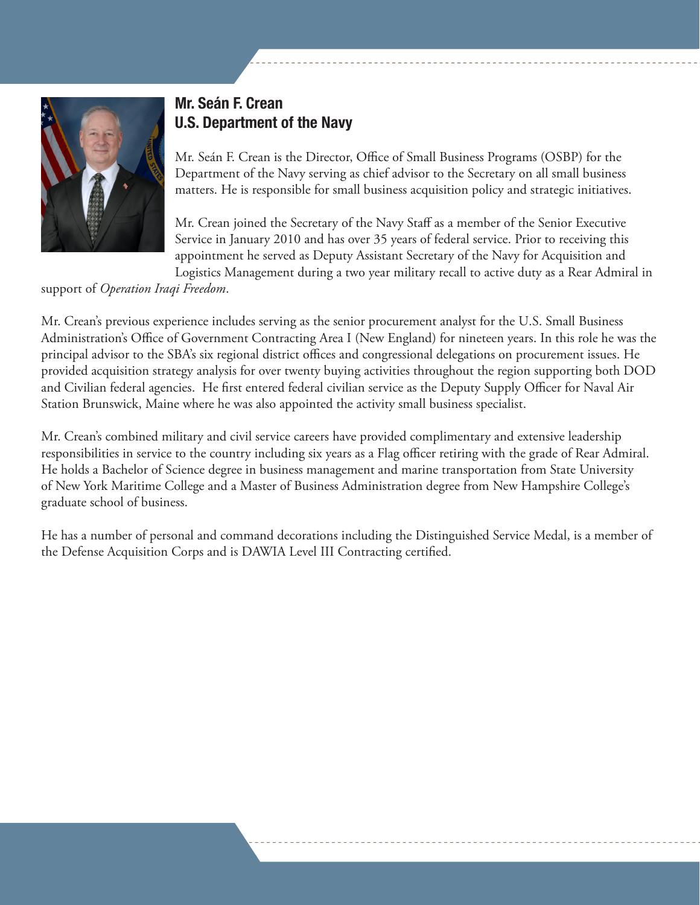## Mr. Seán F. Crean
## U.S. Department of the Navy

Mr. Seán F. Crean is the Director, Office of Small Business Programs (OSBP) for the Department of the Navy serving as chief advisor to the Secretary on all small business matters. He is responsible for small business acquisition policy and strategic initiatives.

Mr. Crean joined the Secretary of the Navy Staff as a member of the Senior Executive Service in January 2010 and has over 35 years of federal service. Prior to receiving this appointment he served as Deputy Assistant Secretary of the Navy for Acquisition and Logistics Management during a two year military recall to active duty as a Rear Admiral in support of *Operation Iraqi Freedom*.

Mr. Crean's previous experience includes serving as the senior procurement analyst for the U.S. Small Business Administration's Office of Government Contracting Area I (New England) for nineteen years. In this role he was the principal advisor to the SBA's six regional district offices and congressional delegations on procurement issues. He provided acquisition strategy analysis for over twenty buying activities throughout the region supporting both DOD and Civilian federal agencies. He first entered federal civilian service as the Deputy Supply Officer for Naval Air Station Brunswick, Maine where he was also appointed the activity small business specialist.

Mr. Crean's combined military and civil service careers have provided complimentary and extensive leadership responsibilities in service to the country including six years as a Flag officer retiring with the grade of Rear Admiral. He holds a Bachelor of Science degree in business management and marine transportation from State University of New York Maritime College and a Master of Business Administration degree from New Hampshire College's graduate school of business.

He has a number of personal and command decorations including the Distinguished Service Medal, is a member of the Defense Acquisition Corps and is DAWIA Level III Contracting certified.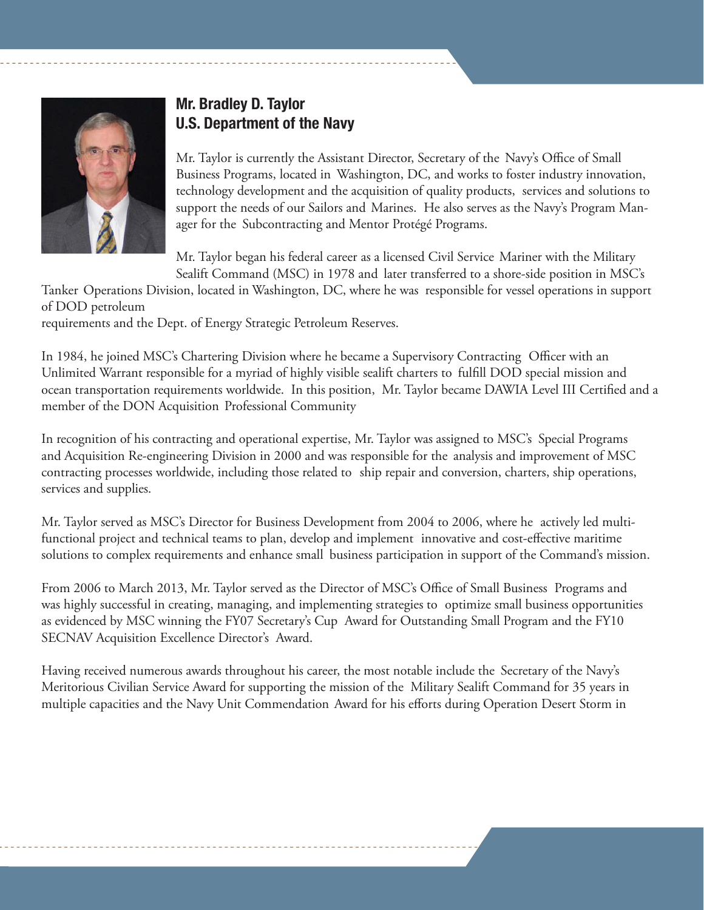## Mr. Bradley D. Taylor
## U.S. Department of the Navy

Mr. Taylor is currently the Assistant Director, Secretary of the Navy's Office of Small Business Programs, located in Washington, DC, and works to foster industry innovation, technology development and the acquisition of quality products, services and solutions to support the needs of our Sailors and Marines. He also serves as the Navy's Program Manager for the Subcontracting and Mentor Protégé Programs.

Mr. Taylor began his federal career as a licensed Civil Service Mariner with the Military Sealift Command (MSC) in 1978 and later transferred to a shore-side position in MSC's Tanker Operations Division, located in Washington, DC, where he was responsible for vessel operations in support of DOD petroleum requirements and the Dept. of Energy Strategic Petroleum Reserves.

In 1984, he joined MSC's Chartering Division where he became a Supervisory Contracting Officer with an Unlimited Warrant responsible for a myriad of highly visible sealift charters to fulfill DOD special mission and ocean transportation requirements worldwide. In this position, Mr. Taylor became DAWIA Level III Certified and a member of the DON Acquisition Professional Community

In recognition of his contracting and operational expertise, Mr. Taylor was assigned to MSC's Special Programs and Acquisition Re-engineering Division in 2000 and was responsible for the analysis and improvement of MSC contracting processes worldwide, including those related to ship repair and conversion, charters, ship operations, services and supplies.

Mr. Taylor served as MSC's Director for Business Development from 2004 to 2006, where he actively led multi-functional project and technical teams to plan, develop and implement innovative and cost-effective maritime solutions to complex requirements and enhance small business participation in support of the Command's mission.

From 2006 to March 2013, Mr. Taylor served as the Director of MSC's Office of Small Business Programs and was highly successful in creating, managing, and implementing strategies to optimize small business opportunities as evidenced by MSC winning the FY07 Secretary's Cup Award for Outstanding Small Program and the FY10 SECNAV Acquisition Excellence Director's Award.

Having received numerous awards throughout his career, the most notable include the Secretary of the Navy's Meritorious Civilian Service Award for supporting the mission of the Military Sealift Command for 35 years in multiple capacities and the Navy Unit Commendation Award for his efforts during Operation Desert Storm in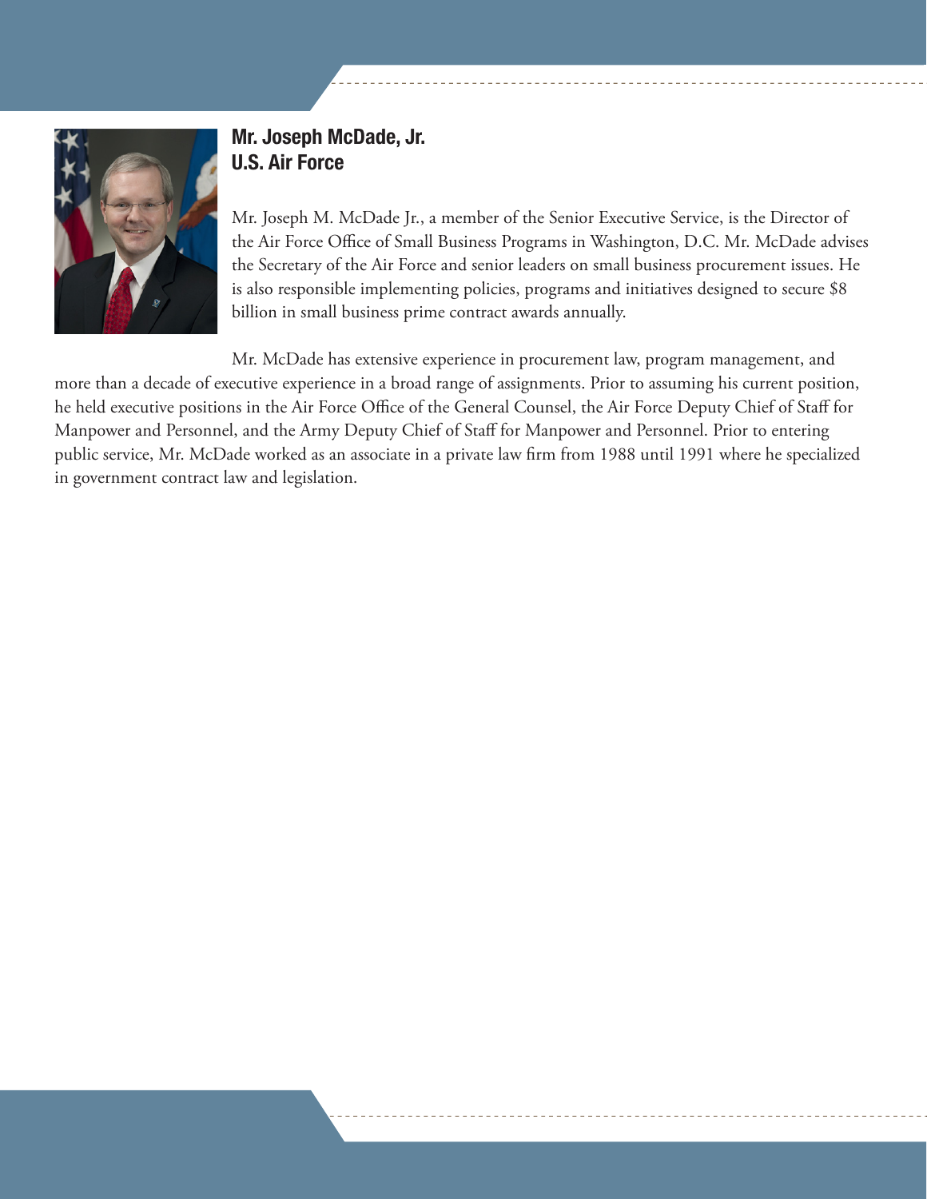## Mr. Joseph McDade, Jr.
## U.S. Air Force

Mr. Joseph M. McDade Jr., a member of the Senior Executive Service, is the Director of the Air Force Office of Small Business Programs in Washington, D.C. Mr. McDade advises the Secretary of the Air Force and senior leaders on small business procurement issues. He is also responsible implementing policies, programs and initiatives designed to secure $8 billion in small business prime contract awards annually.

Mr. McDade has extensive experience in procurement law, program management, and more than a decade of executive experience in a broad range of assignments. Prior to assuming his current position, he held executive positions in the Air Force Office of the General Counsel, the Air Force Deputy Chief of Staff for Manpower and Personnel, and the Army Deputy Chief of Staff for Manpower and Personnel. Prior to entering public service, Mr. McDade worked as an associate in a private law firm from 1988 until 1991 where he specialized in government contract law and legislation.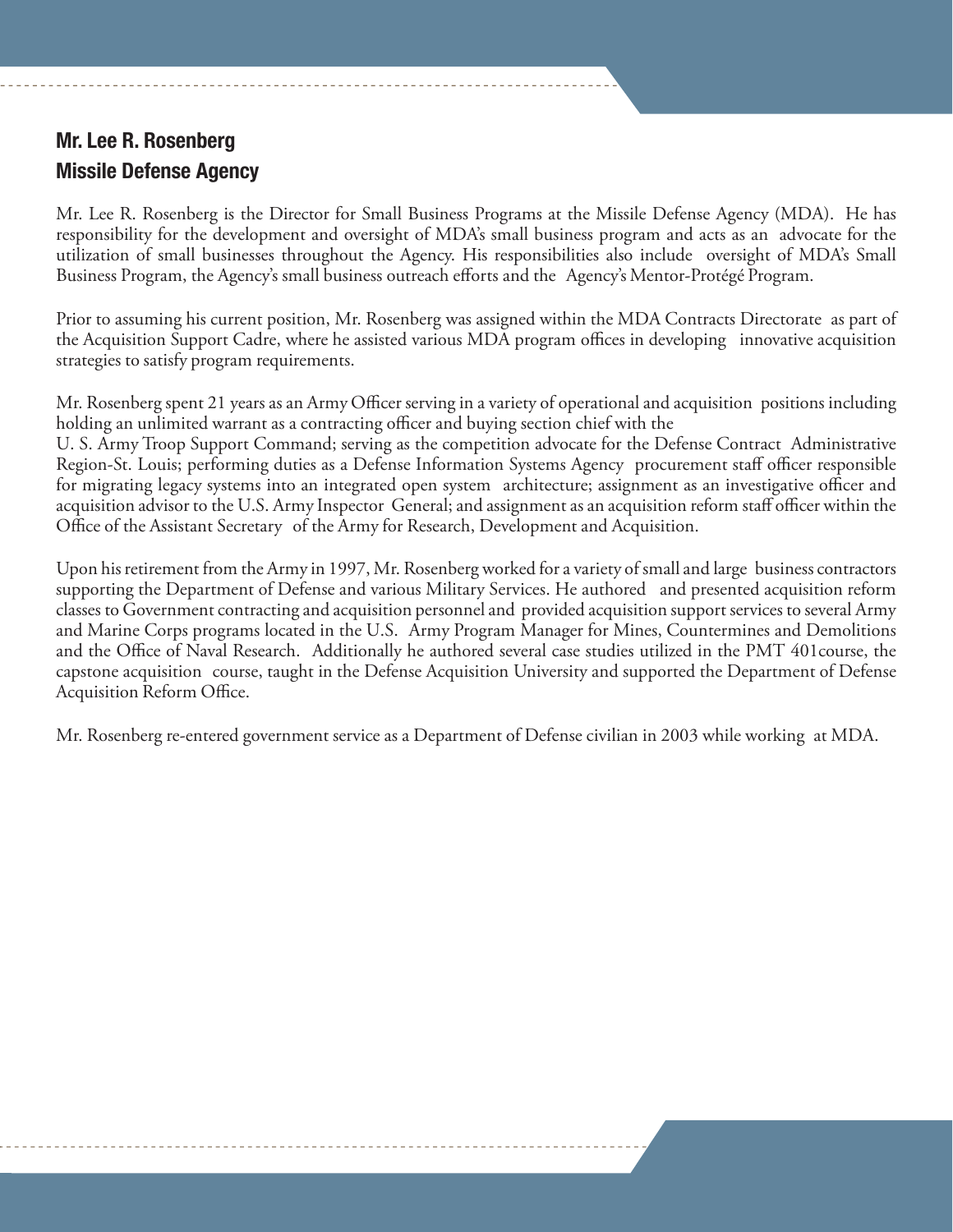## Mr. Lee R. Rosenberg
## Missile Defense Agency

Mr. Lee R. Rosenberg is the Director for Small Business Programs at the Missile Defense Agency (MDA). He has responsibility for the development and oversight of MDA's small business program and acts as an advocate for the utilization of small businesses throughout the Agency. His responsibilities also include oversight of MDA's Small Business Program, the Agency's small business outreach efforts and the Agency's Mentor-Protégé Program.

Prior to assuming his current position, Mr. Rosenberg was assigned within the MDA Contracts Directorate as part of the Acquisition Support Cadre, where he assisted various MDA program offices in developing innovative acquisition strategies to satisfy program requirements.

Mr. Rosenberg spent 21 years as an Army Officer serving in a variety of operational and acquisition positions including holding an unlimited warrant as a contracting officer and buying section chief with the U. S. Army Troop Support Command; serving as the competition advocate for the Defense Contract Administrative Region-St. Louis; performing duties as a Defense Information Systems Agency procurement staff officer responsible for migrating legacy systems into an integrated open system architecture; assignment as an investigative officer and acquisition advisor to the U.S. Army Inspector General; and assignment as an acquisition reform staff officer within the Office of the Assistant Secretary of the Army for Research, Development and Acquisition.

Upon his retirement from the Army in 1997, Mr. Rosenberg worked for a variety of small and large business contractors supporting the Department of Defense and various Military Services. He authored and presented acquisition reform classes to Government contracting and acquisition personnel and provided acquisition support services to several Army and Marine Corps programs located in the U.S. Army Program Manager for Mines, Countermines and Demolitions and the Office of Naval Research. Additionally he authored several case studies utilized in the PMT 401course, the capstone acquisition course, taught in the Defense Acquisition University and supported the Department of Defense Acquisition Reform Office.

Mr. Rosenberg re-entered government service as a Department of Defense civilian in 2003 while working at MDA.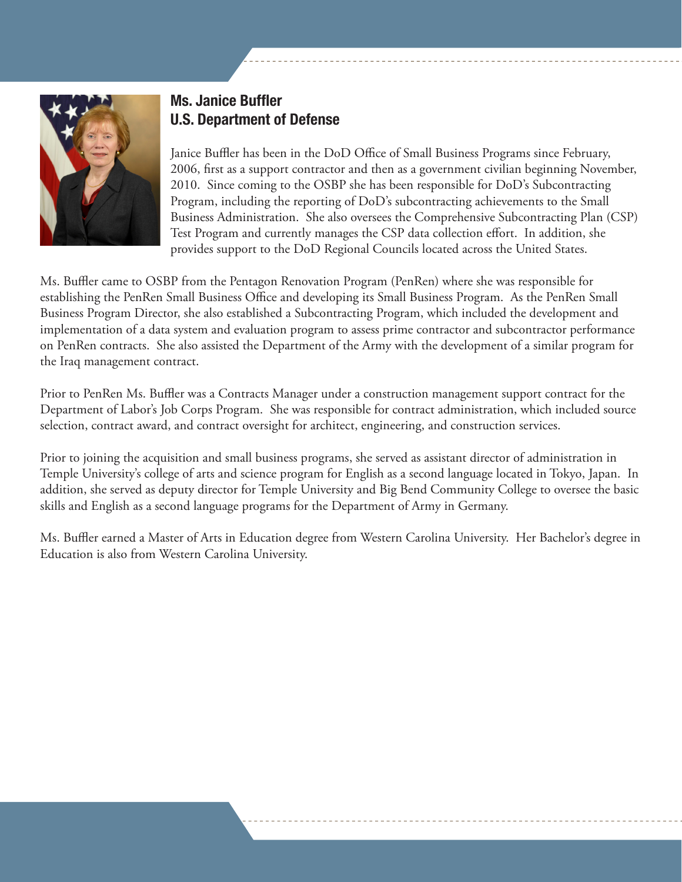## Ms. Janice Buffler
## U.S. Department of Defense

Janice Buffler has been in the DoD Office of Small Business Programs since February, 2006, first as a support contractor and then as a government civilian beginning November, 2010. Since coming to the OSBP she has been responsible for DoD's Subcontracting Program, including the reporting of DoD's subcontracting achievements to the Small Business Administration. She also oversees the Comprehensive Subcontracting Plan (CSP) Test Program and currently manages the CSP data collection effort. In addition, she provides support to the DoD Regional Councils located across the United States.

Ms. Buffler came to OSBP from the Pentagon Renovation Program (PenRen) where she was responsible for establishing the PenRen Small Business Office and developing its Small Business Program. As the PenRen Small Business Program Director, she also established a Subcontracting Program, which included the development and implementation of a data system and evaluation program to assess prime contractor and subcontractor performance on PenRen contracts. She also assisted the Department of the Army with the development of a similar program for the Iraq management contract.

Prior to PenRen Ms. Buffler was a Contracts Manager under a construction management support contract for the Department of Labor's Job Corps Program. She was responsible for contract administration, which included source selection, contract award, and contract oversight for architect, engineering, and construction services.

Prior to joining the acquisition and small business programs, she served as assistant director of administration in Temple University's college of arts and science program for English as a second language located in Tokyo, Japan. In addition, she served as deputy director for Temple University and Big Bend Community College to oversee the basic skills and English as a second language programs for the Department of Army in Germany.

Ms. Buffler earned a Master of Arts in Education degree from Western Carolina University. Her Bachelor's degree in Education is also from Western Carolina University.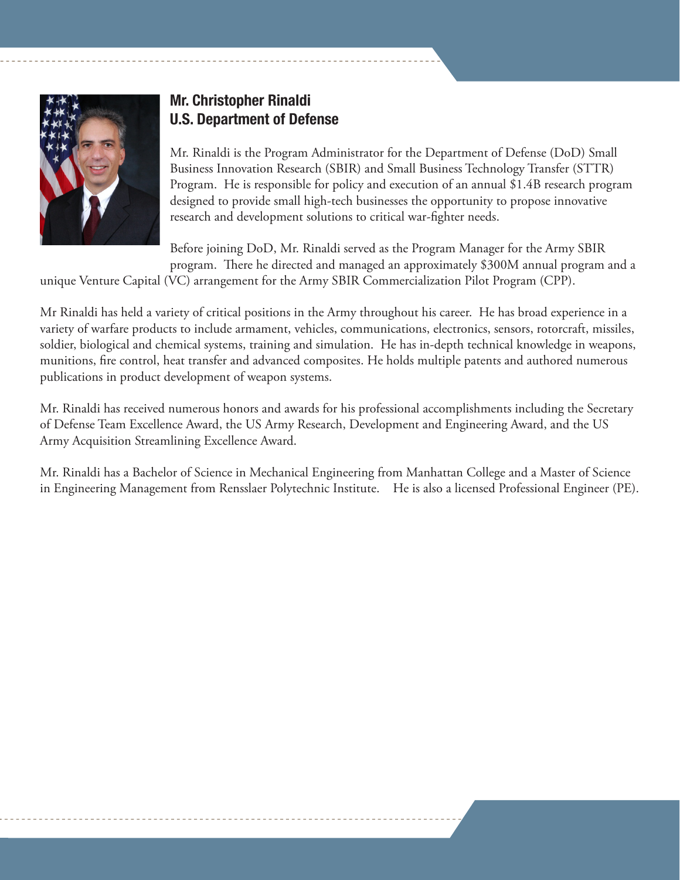## Mr. Christopher Rinaldi
## U.S. Department of Defense

Mr. Rinaldi is the Program Administrator for the Department of Defense (DoD) Small Business Innovation Research (SBIR) and Small Business Technology Transfer (STTR) Program. He is responsible for policy and execution of an annual $1.4B research program designed to provide small high-tech businesses the opportunity to propose innovative research and development solutions to critical war-fighter needs.

Before joining DoD, Mr. Rinaldi served as the Program Manager for the Army SBIR program. There he directed and managed an approximately $300M annual program and a unique Venture Capital (VC) arrangement for the Army SBIR Commercialization Pilot Program (CPP).

Mr Rinaldi has held a variety of critical positions in the Army throughout his career. He has broad experience in a variety of warfare products to include armament, vehicles, communications, electronics, sensors, rotorcraft, missiles, soldier, biological and chemical systems, training and simulation. He has in-depth technical knowledge in weapons, munitions, fire control, heat transfer and advanced composites. He holds multiple patents and authored numerous publications in product development of weapon systems.

Mr. Rinaldi has received numerous honors and awards for his professional accomplishments including the Secretary of Defense Team Excellence Award, the US Army Research, Development and Engineering Award, and the US Army Acquisition Streamlining Excellence Award.

Mr. Rinaldi has a Bachelor of Science in Mechanical Engineering from Manhattan College and a Master of Science in Engineering Management from Rensslaer Polytechnic Institute. He is also a licensed Professional Engineer (PE).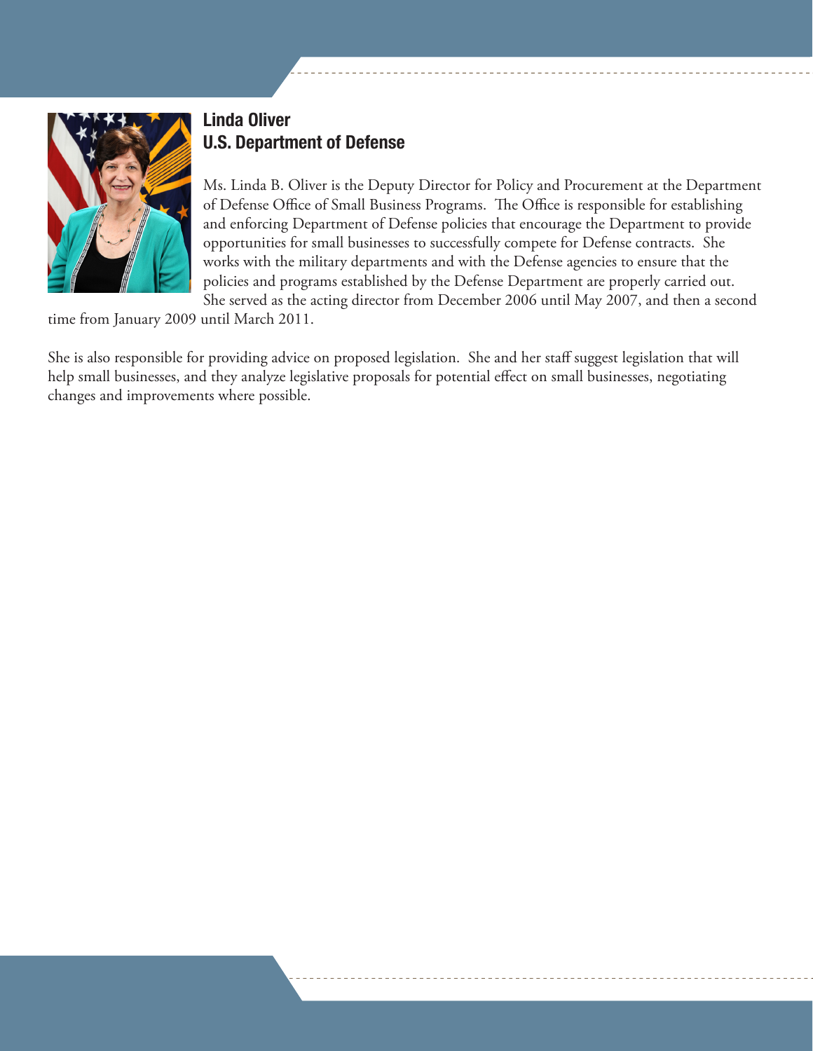## Linda Oliver
## U.S. Department of Defense

Ms. Linda B. Oliver is the Deputy Director for Policy and Procurement at the Department of Defense Office of Small Business Programs. The Office is responsible for establishing and enforcing Department of Defense policies that encourage the Department to provide opportunities for small businesses to successfully compete for Defense contracts. She works with the military departments and with the Defense agencies to ensure that the policies and programs established by the Defense Department are properly carried out. She served as the acting director from December 2006 until May 2007, and then a second time from January 2009 until March 2011.

She is also responsible for providing advice on proposed legislation. She and her staff suggest legislation that will help small businesses, and they analyze legislative proposals for potential effect on small businesses, negotiating changes and improvements where possible.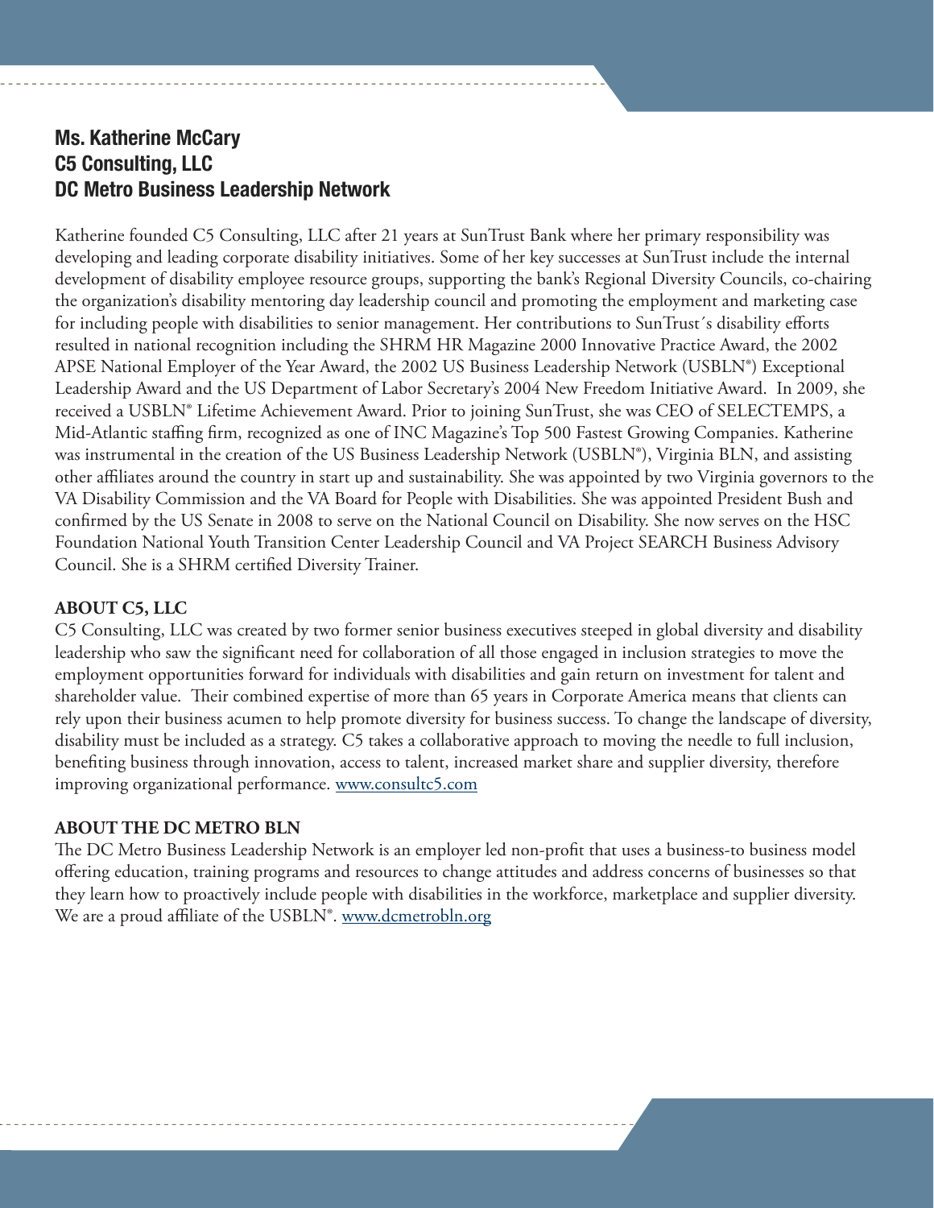## Ms. Katherine McCary
## C5 Consulting, LLC
## DC Metro Business Leadership Network

Katherine founded C5 Consulting, LLC after 21 years at SunTrust Bank where her primary responsibility was developing and leading corporate disability initiatives. Some of her key successes at SunTrust include the internal development of disability employee resource groups, supporting the bank's Regional Diversity Councils, co-chairing the organization's disability mentoring day leadership council and promoting the employment and marketing case for including people with disabilities to senior management. Her contributions to SunTrust´s disability efforts resulted in national recognition including the SHRM HR Magazine 2000 Innovative Practice Award, the 2002 APSE National Employer of the Year Award, the 2002 US Business Leadership Network (USBLN®) Exceptional Leadership Award and the US Department of Labor Secretary's 2004 New Freedom Initiative Award. In 2009, she received a USBLN® Lifetime Achievement Award. Prior to joining SunTrust, she was CEO of SELECTEMPS, a Mid-Atlantic staffing firm, recognized as one of INC Magazine's Top 500 Fastest Growing Companies. Katherine was instrumental in the creation of the US Business Leadership Network (USBLN®), Virginia BLN, and assisting other affiliates around the country in start up and sustainability. She was appointed by two Virginia governors to the VA Disability Commission and the VA Board for People with Disabilities. She was appointed President Bush and confirmed by the US Senate in 2008 to serve on the National Council on Disability. She now serves on the HSC Foundation National Youth Transition Center Leadership Council and VA Project SEARCH Business Advisory Council. She is a SHRM certified Diversity Trainer.

**ABOUT C5, LLC**

C5 Consulting, LLC was created by two former senior business executives steeped in global diversity and disability leadership who saw the significant need for collaboration of all those engaged in inclusion strategies to move the employment opportunities forward for individuals with disabilities and gain return on investment for talent and shareholder value. Their combined expertise of more than 65 years in Corporate America means that clients can rely upon their business acumen to help promote diversity for business success. To change the landscape of diversity, disability must be included as a strategy. C5 takes a collaborative approach to moving the needle to full inclusion, benefiting business through innovation, access to talent, increased market share and supplier diversity, therefore improving organizational performance. www.consultc5.com

**ABOUT THE DC METRO BLN**

The DC Metro Business Leadership Network is an employer led non-profit that uses a business-to business model offering education, training programs and resources to change attitudes and address concerns of businesses so that they learn how to proactively include people with disabilities in the workforce, marketplace and supplier diversity. We are a proud affiliate of the USBLN®. www.dcmetrobln.org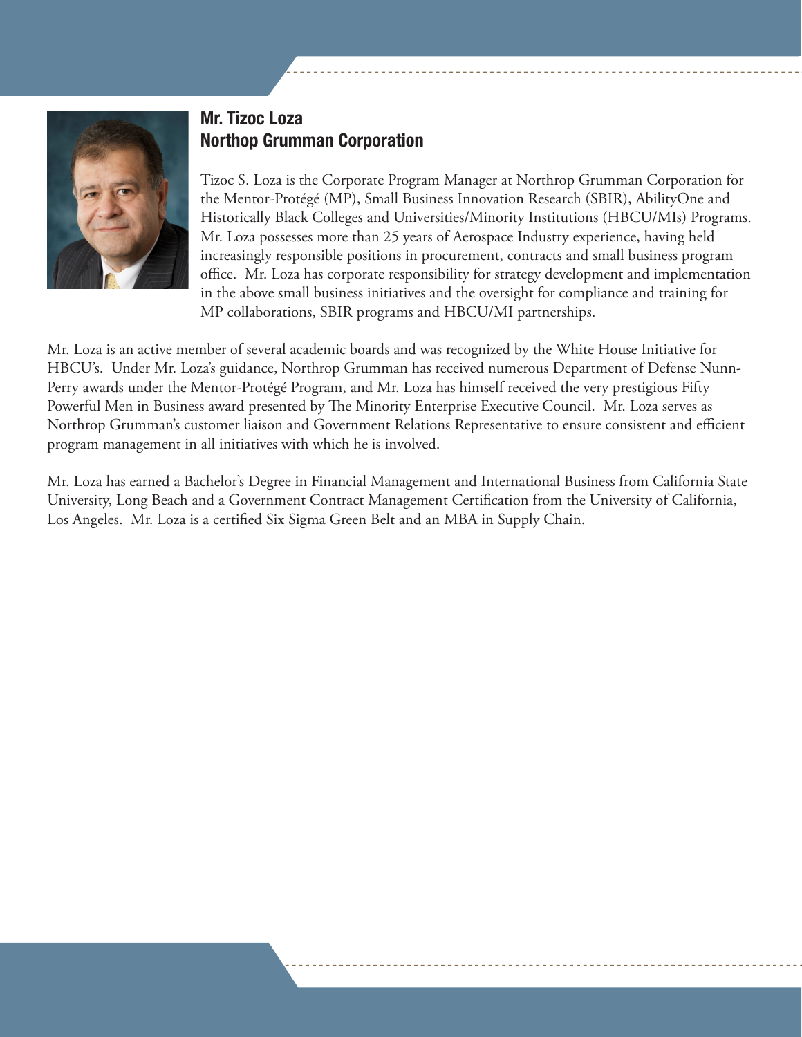## Mr. Tizoc Loza
## Northop Grumman Corporation

Tizoc S. Loza is the Corporate Program Manager at Northrop Grumman Corporation for the Mentor-Protégé (MP), Small Business Innovation Research (SBIR), AbilityOne and Historically Black Colleges and Universities/Minority Institutions (HBCU/MIs) Programs. Mr. Loza possesses more than 25 years of Aerospace Industry experience, having held increasingly responsible positions in procurement, contracts and small business program office. Mr. Loza has corporate responsibility for strategy development and implementation in the above small business initiatives and the oversight for compliance and training for MP collaborations, SBIR programs and HBCU/MI partnerships.

Mr. Loza is an active member of several academic boards and was recognized by the White House Initiative for HBCU's. Under Mr. Loza's guidance, Northrop Grumman has received numerous Department of Defense Nunn-Perry awards under the Mentor-Protégé Program, and Mr. Loza has himself received the very prestigious Fifty Powerful Men in Business award presented by The Minority Enterprise Executive Council. Mr. Loza serves as Northrop Grumman's customer liaison and Government Relations Representative to ensure consistent and efficient program management in all initiatives with which he is involved.

Mr. Loza has earned a Bachelor's Degree in Financial Management and International Business from California State University, Long Beach and a Government Contract Management Certification from the University of California, Los Angeles. Mr. Loza is a certified Six Sigma Green Belt and an MBA in Supply Chain.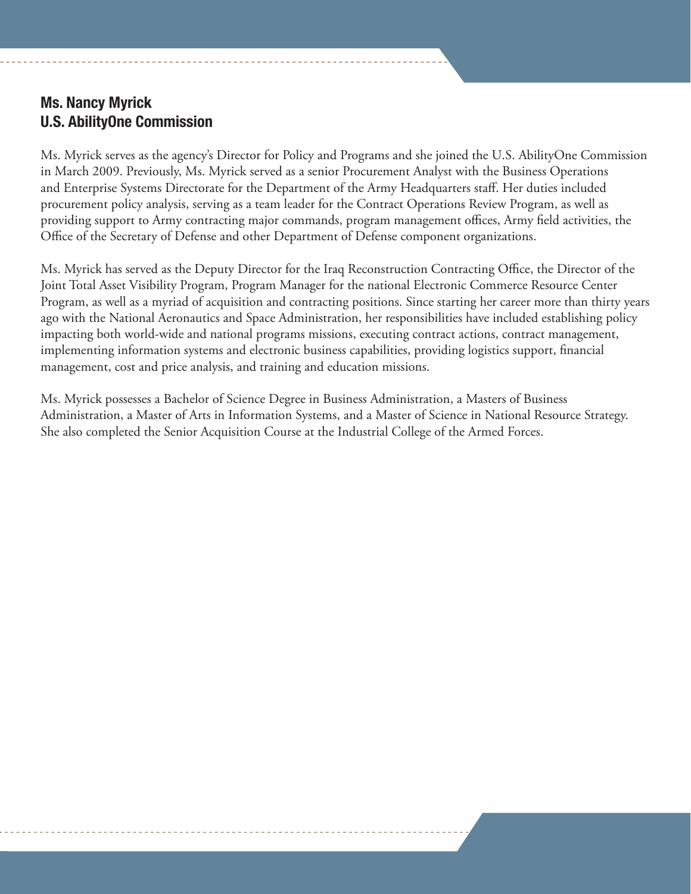## Ms. Nancy Myrick
## U.S. AbilityOne Commission

Ms. Myrick serves as the agency's Director for Policy and Programs and she joined the U.S. AbilityOne Commission in March 2009. Previously, Ms. Myrick served as a senior Procurement Analyst with the Business Operations and Enterprise Systems Directorate for the Department of the Army Headquarters staff. Her duties included procurement policy analysis, serving as a team leader for the Contract Operations Review Program, as well as providing support to Army contracting major commands, program management offices, Army field activities, the Office of the Secretary of Defense and other Department of Defense component organizations.

Ms. Myrick has served as the Deputy Director for the Iraq Reconstruction Contracting Office, the Director of the Joint Total Asset Visibility Program, Program Manager for the national Electronic Commerce Resource Center Program, as well as a myriad of acquisition and contracting positions. Since starting her career more than thirty years ago with the National Aeronautics and Space Administration, her responsibilities have included establishing policy impacting both world-wide and national programs missions, executing contract actions, contract management, implementing information systems and electronic business capabilities, providing logistics support, financial management, cost and price analysis, and training and education missions.

Ms. Myrick possesses a Bachelor of Science Degree in Business Administration, a Masters of Business Administration, a Master of Arts in Information Systems, and a Master of Science in National Resource Strategy. She also completed the Senior Acquisition Course at the Industrial College of the Armed Forces.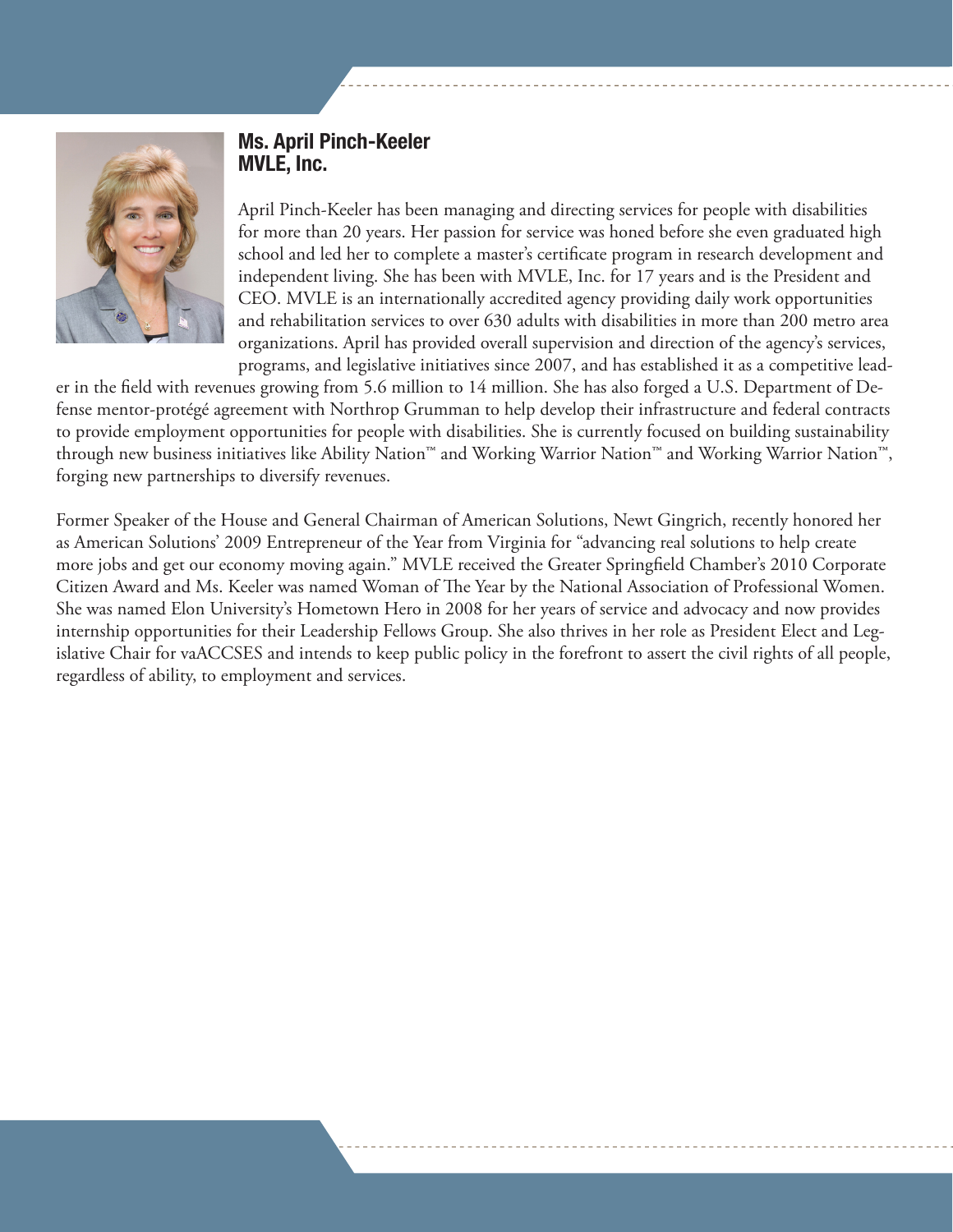## Ms. April Pinch-Keeler
## MVLE, Inc.

April Pinch-Keeler has been managing and directing services for people with disabilities for more than 20 years. Her passion for service was honed before she even graduated high school and led her to complete a master's certificate program in research development and independent living. She has been with MVLE, Inc. for 17 years and is the President and CEO. MVLE is an internationally accredited agency providing daily work opportunities and rehabilitation services to over 630 adults with disabilities in more than 200 metro area organizations. April has provided overall supervision and direction of the agency's services, programs, and legislative initiatives since 2007, and has established it as a competitive leader in the field with revenues growing from 5.6 million to 14 million. She has also forged a U.S. Department of Defense mentor-protégé agreement with Northrop Grumman to help develop their infrastructure and federal contracts to provide employment opportunities for people with disabilities. She is currently focused on building sustainability through new business initiatives like Ability Nation™ and Working Warrior Nation™ and Working Warrior Nation™, forging new partnerships to diversify revenues.

Former Speaker of the House and General Chairman of American Solutions, Newt Gingrich, recently honored her as American Solutions' 2009 Entrepreneur of the Year from Virginia for "advancing real solutions to help create more jobs and get our economy moving again." MVLE received the Greater Springfield Chamber's 2010 Corporate Citizen Award and Ms. Keeler was named Woman of The Year by the National Association of Professional Women. She was named Elon University's Hometown Hero in 2008 for her years of service and advocacy and now provides internship opportunities for their Leadership Fellows Group. She also thrives in her role as President Elect and Legislative Chair for vaACCSES and intends to keep public policy in the forefront to assert the civil rights of all people, regardless of ability, to employment and services.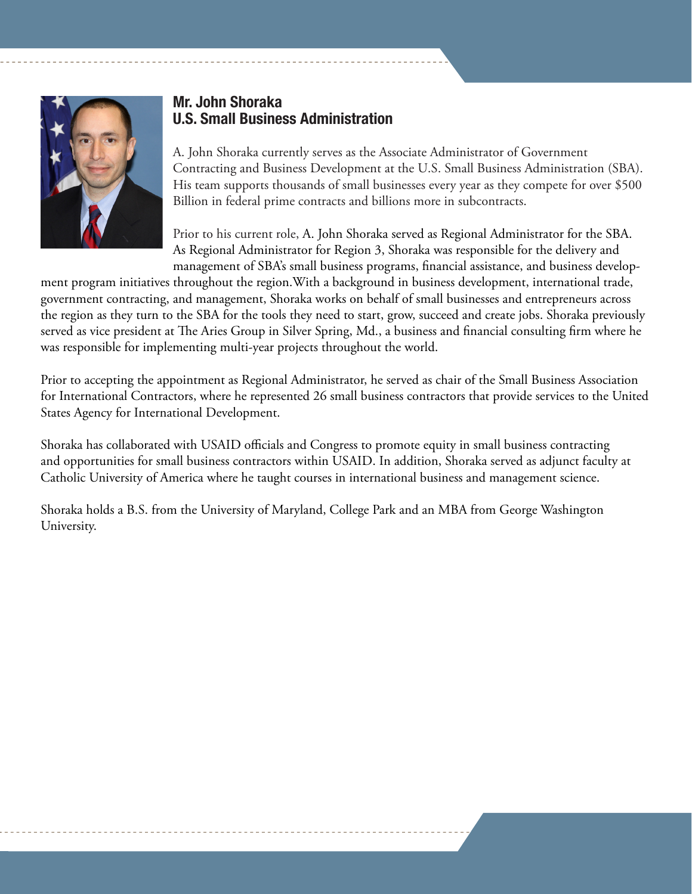## Mr. John Shoraka
## U.S. Small Business Administration

A. John Shoraka currently serves as the Associate Administrator of Government Contracting and Business Development at the U.S. Small Business Administration (SBA). His team supports thousands of small businesses every year as they compete for over $500 Billion in federal prime contracts and billions more in subcontracts.

Prior to his current role, A. John Shoraka served as Regional Administrator for the SBA. As Regional Administrator for Region 3, Shoraka was responsible for the delivery and management of SBA's small business programs, financial assistance, and business development program initiatives throughout the region.With a background in business development, international trade, government contracting, and management, Shoraka works on behalf of small businesses and entrepreneurs across the region as they turn to the SBA for the tools they need to start, grow, succeed and create jobs. Shoraka previously served as vice president at The Aries Group in Silver Spring, Md., a business and financial consulting firm where he was responsible for implementing multi-year projects throughout the world.

Prior to accepting the appointment as Regional Administrator, he served as chair of the Small Business Association for International Contractors, where he represented 26 small business contractors that provide services to the United States Agency for International Development.

Shoraka has collaborated with USAID officials and Congress to promote equity in small business contracting and opportunities for small business contractors within USAID. In addition, Shoraka served as adjunct faculty at Catholic University of America where he taught courses in international business and management science.

Shoraka holds a B.S. from the University of Maryland, College Park and an MBA from George Washington University.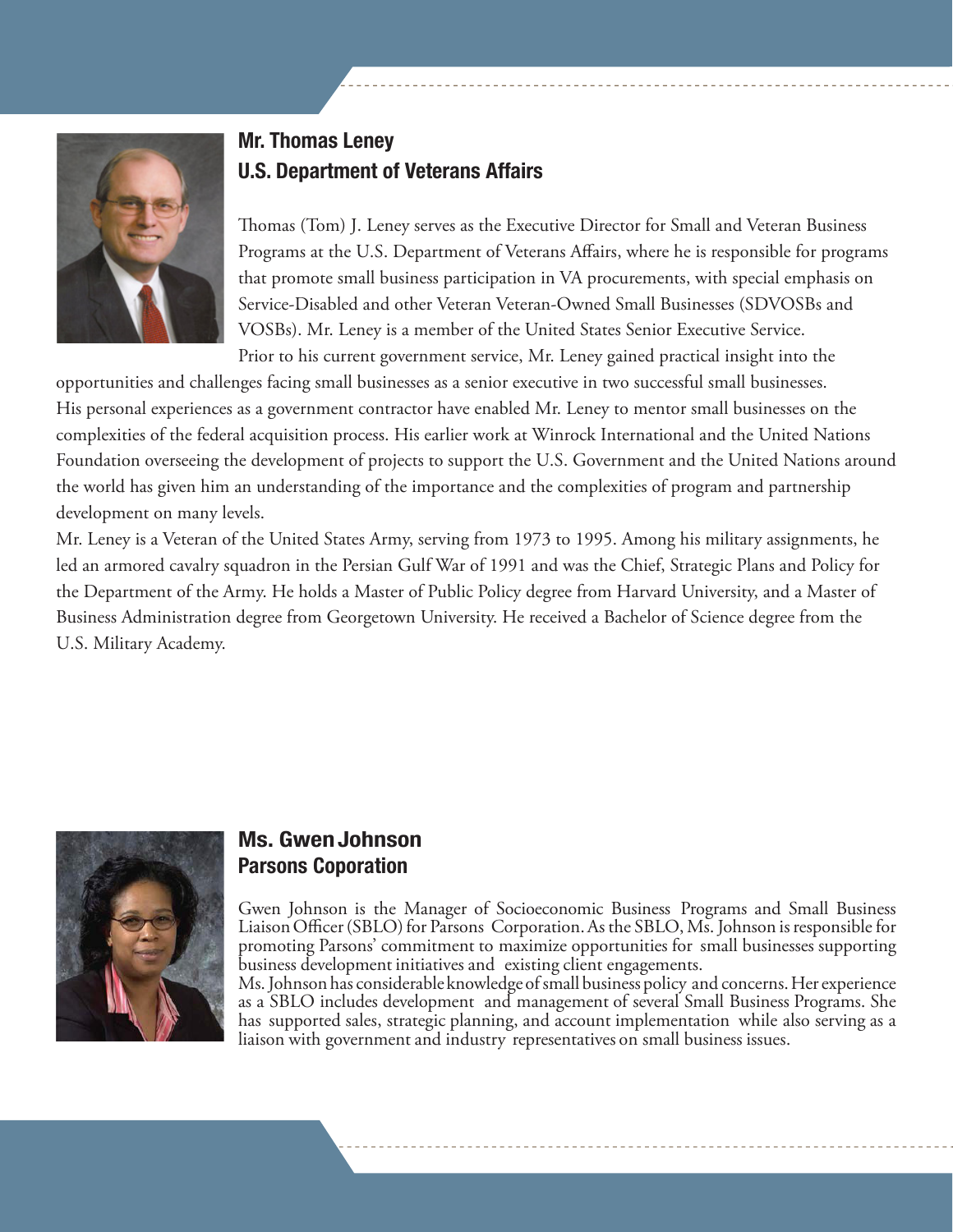## Mr. Thomas Leney
## U.S. Department of Veterans Affairs

Thomas (Tom) J. Leney serves as the Executive Director for Small and Veteran Business Programs at the U.S. Department of Veterans Affairs, where he is responsible for programs that promote small business participation in VA procurements, with special emphasis on Service-Disabled and other Veteran Veteran-Owned Small Businesses (SDVOSBs and VOSBs). Mr. Leney is a member of the United States Senior Executive Service.

Prior to his current government service, Mr. Leney gained practical insight into the opportunities and challenges facing small businesses as a senior executive in two successful small businesses. His personal experiences as a government contractor have enabled Mr. Leney to mentor small businesses on the complexities of the federal acquisition process. His earlier work at Winrock International and the United Nations Foundation overseeing the development of projects to support the U.S. Government and the United Nations around the world has given him an understanding of the importance and the complexities of program and partnership development on many levels.

Mr. Leney is a Veteran of the United States Army, serving from 1973 to 1995. Among his military assignments, he led an armored cavalry squadron in the Persian Gulf War of 1991 and was the Chief, Strategic Plans and Policy for the Department of the Army. He holds a Master of Public Policy degree from Harvard University, and a Master of Business Administration degree from Georgetown University. He received a Bachelor of Science degree from the U.S. Military Academy.

## Ms. Gwen Johnson
## Parsons Coporation

Gwen Johnson is the Manager of Socioeconomic Business Programs and Small Business Liaison Officer (SBLO) for Parsons Corporation. As the SBLO, Ms. Johnson is responsible for promoting Parsons' commitment to maximize opportunities for small businesses supporting business development initiatives and existing client engagements.

Ms. Johnson has considerable knowledge of small business policy and concerns. Her experience as a SBLO includes development and management of several Small Business Programs. She has supported sales, strategic planning, and account implementation while also serving as a liaison with government and industry representatives on small business issues.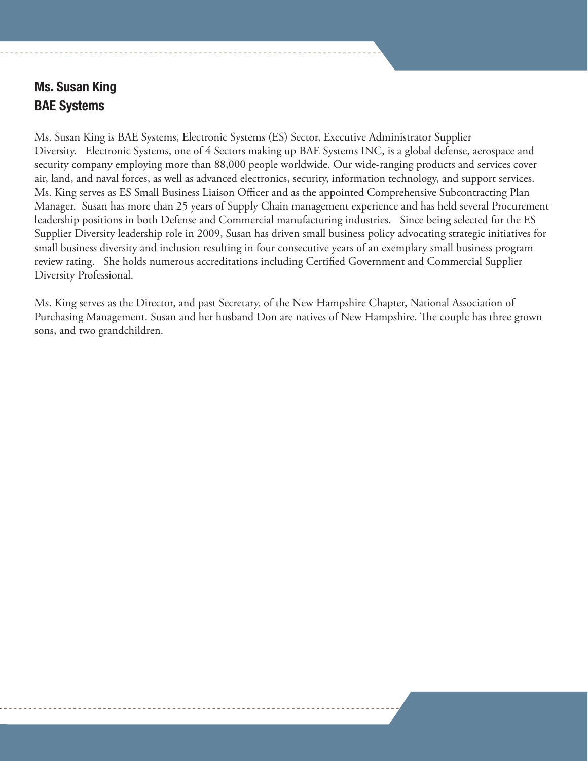## Ms. Susan King
## BAE Systems

Ms. Susan King is BAE Systems, Electronic Systems (ES) Sector, Executive Administrator Supplier Diversity. Electronic Systems, one of 4 Sectors making up BAE Systems INC, is a global defense, aerospace and security company employing more than 88,000 people worldwide. Our wide-ranging products and services cover air, land, and naval forces, as well as advanced electronics, security, information technology, and support services. Ms. King serves as ES Small Business Liaison Officer and as the appointed Comprehensive Subcontracting Plan Manager. Susan has more than 25 years of Supply Chain management experience and has held several Procurement leadership positions in both Defense and Commercial manufacturing industries. Since being selected for the ES Supplier Diversity leadership role in 2009, Susan has driven small business policy advocating strategic initiatives for small business diversity and inclusion resulting in four consecutive years of an exemplary small business program review rating. She holds numerous accreditations including Certified Government and Commercial Supplier Diversity Professional.

Ms. King serves as the Director, and past Secretary, of the New Hampshire Chapter, National Association of Purchasing Management. Susan and her husband Don are natives of New Hampshire. The couple has three grown sons, and two grandchildren.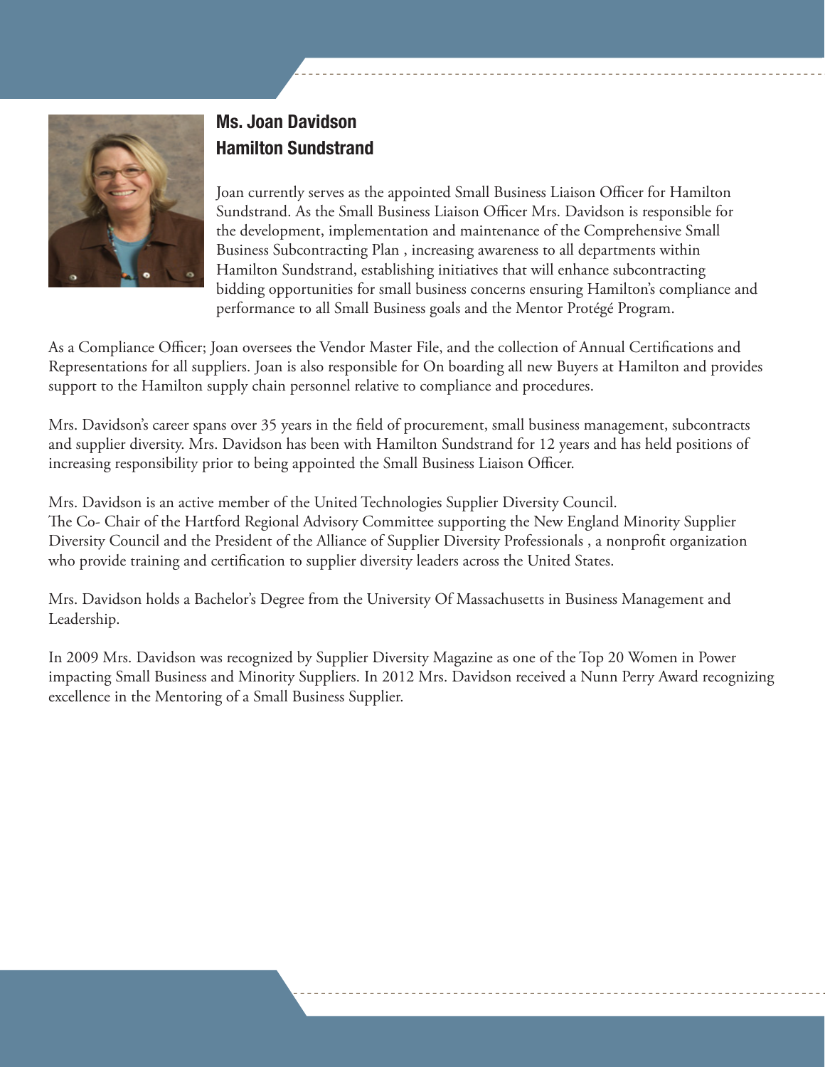## Ms. Joan Davidson
## Hamilton Sundstrand

Joan currently serves as the appointed Small Business Liaison Officer for Hamilton Sundstrand. As the Small Business Liaison Officer Mrs. Davidson is responsible for the development, implementation and maintenance of the Comprehensive Small Business Subcontracting Plan , increasing awareness to all departments within Hamilton Sundstrand, establishing initiatives that will enhance subcontracting bidding opportunities for small business concerns ensuring Hamilton's compliance and performance to all Small Business goals and the Mentor Protégé Program.

As a Compliance Officer; Joan oversees the Vendor Master File, and the collection of Annual Certifications and Representations for all suppliers. Joan is also responsible for On boarding all new Buyers at Hamilton and provides support to the Hamilton supply chain personnel relative to compliance and procedures.

Mrs. Davidson's career spans over 35 years in the field of procurement, small business management, subcontracts and supplier diversity. Mrs. Davidson has been with Hamilton Sundstrand for 12 years and has held positions of increasing responsibility prior to being appointed the Small Business Liaison Officer.

Mrs. Davidson is an active member of the United Technologies Supplier Diversity Council.
The Co- Chair of the Hartford Regional Advisory Committee supporting the New England Minority Supplier Diversity Council and the President of the Alliance of Supplier Diversity Professionals , a nonprofit organization who provide training and certification to supplier diversity leaders across the United States.

Mrs. Davidson holds a Bachelor's Degree from the University Of Massachusetts in Business Management and Leadership.

In 2009 Mrs. Davidson was recognized by Supplier Diversity Magazine as one of the Top 20 Women in Power impacting Small Business and Minority Suppliers. In 2012 Mrs. Davidson received a Nunn Perry Award recognizing excellence in the Mentoring of a Small Business Supplier.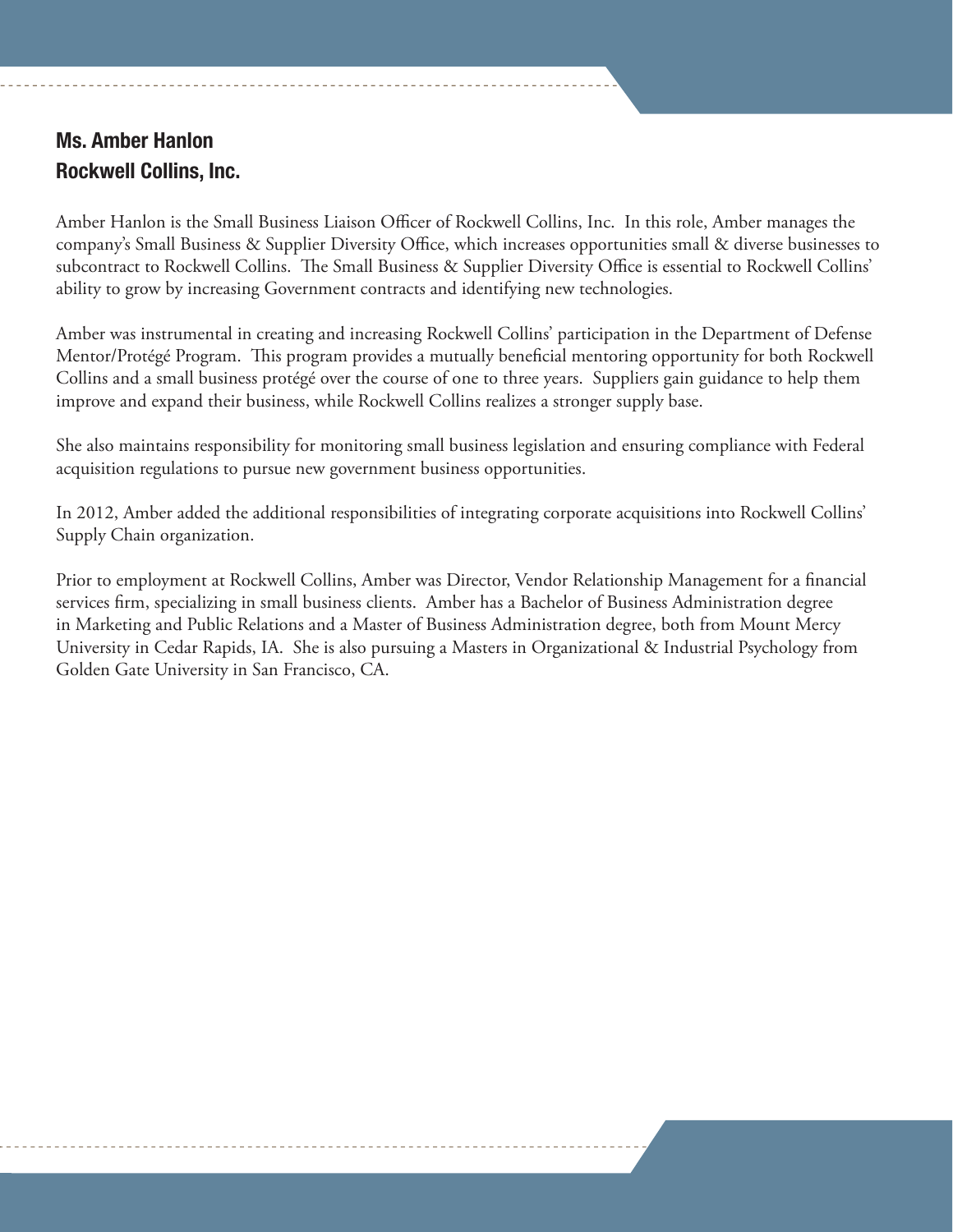## Ms. Amber Hanlon
## Rockwell Collins, Inc.

Amber Hanlon is the Small Business Liaison Officer of Rockwell Collins, Inc. In this role, Amber manages the company's Small Business & Supplier Diversity Office, which increases opportunities small & diverse businesses to subcontract to Rockwell Collins. The Small Business & Supplier Diversity Office is essential to Rockwell Collins' ability to grow by increasing Government contracts and identifying new technologies.

Amber was instrumental in creating and increasing Rockwell Collins' participation in the Department of Defense Mentor/Protégé Program. This program provides a mutually beneficial mentoring opportunity for both Rockwell Collins and a small business protégé over the course of one to three years. Suppliers gain guidance to help them improve and expand their business, while Rockwell Collins realizes a stronger supply base.

She also maintains responsibility for monitoring small business legislation and ensuring compliance with Federal acquisition regulations to pursue new government business opportunities.

In 2012, Amber added the additional responsibilities of integrating corporate acquisitions into Rockwell Collins' Supply Chain organization.

Prior to employment at Rockwell Collins, Amber was Director, Vendor Relationship Management for a financial services firm, specializing in small business clients. Amber has a Bachelor of Business Administration degree in Marketing and Public Relations and a Master of Business Administration degree, both from Mount Mercy University in Cedar Rapids, IA. She is also pursuing a Masters in Organizational & Industrial Psychology from Golden Gate University in San Francisco, CA.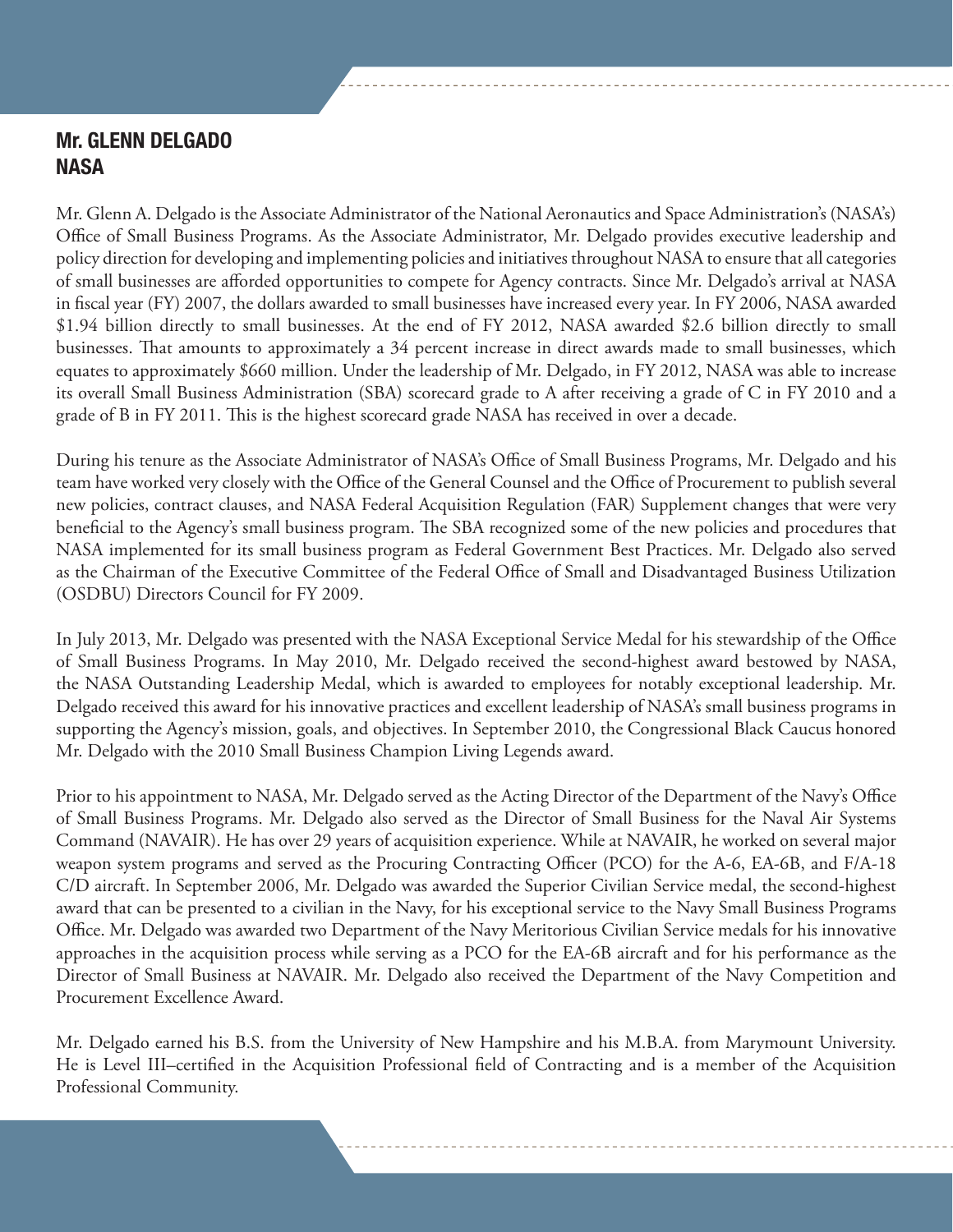## Mr. GLENN DELGADO
## NASA

Mr. Glenn A. Delgado is the Associate Administrator of the National Aeronautics and Space Administration's (NASA's) Office of Small Business Programs. As the Associate Administrator, Mr. Delgado provides executive leadership and policy direction for developing and implementing policies and initiatives throughout NASA to ensure that all categories of small businesses are afforded opportunities to compete for Agency contracts. Since Mr. Delgado's arrival at NASA in fiscal year (FY) 2007, the dollars awarded to small businesses have increased every year. In FY 2006, NASA awarded $1.94 billion directly to small businesses. At the end of FY 2012, NASA awarded $2.6 billion directly to small businesses. That amounts to approximately a 34 percent increase in direct awards made to small businesses, which equates to approximately $660 million. Under the leadership of Mr. Delgado, in FY 2012, NASA was able to increase its overall Small Business Administration (SBA) scorecard grade to A after receiving a grade of C in FY 2010 and a grade of B in FY 2011. This is the highest scorecard grade NASA has received in over a decade.

During his tenure as the Associate Administrator of NASA's Office of Small Business Programs, Mr. Delgado and his team have worked very closely with the Office of the General Counsel and the Office of Procurement to publish several new policies, contract clauses, and NASA Federal Acquisition Regulation (FAR) Supplement changes that were very beneficial to the Agency's small business program. The SBA recognized some of the new policies and procedures that NASA implemented for its small business program as Federal Government Best Practices. Mr. Delgado also served as the Chairman of the Executive Committee of the Federal Office of Small and Disadvantaged Business Utilization (OSDBU) Directors Council for FY 2009.

In July 2013, Mr. Delgado was presented with the NASA Exceptional Service Medal for his stewardship of the Office of Small Business Programs. In May 2010, Mr. Delgado received the second-highest award bestowed by NASA, the NASA Outstanding Leadership Medal, which is awarded to employees for notably exceptional leadership. Mr. Delgado received this award for his innovative practices and excellent leadership of NASA's small business programs in supporting the Agency's mission, goals, and objectives. In September 2010, the Congressional Black Caucus honored Mr. Delgado with the 2010 Small Business Champion Living Legends award.

Prior to his appointment to NASA, Mr. Delgado served as the Acting Director of the Department of the Navy's Office of Small Business Programs. Mr. Delgado also served as the Director of Small Business for the Naval Air Systems Command (NAVAIR). He has over 29 years of acquisition experience. While at NAVAIR, he worked on several major weapon system programs and served as the Procuring Contracting Officer (PCO) for the A-6, EA-6B, and F/A-18 C/D aircraft. In September 2006, Mr. Delgado was awarded the Superior Civilian Service medal, the second-highest award that can be presented to a civilian in the Navy, for his exceptional service to the Navy Small Business Programs Office. Mr. Delgado was awarded two Department of the Navy Meritorious Civilian Service medals for his innovative approaches in the acquisition process while serving as a PCO for the EA-6B aircraft and for his performance as the Director of Small Business at NAVAIR. Mr. Delgado also received the Department of the Navy Competition and Procurement Excellence Award.

Mr. Delgado earned his B.S. from the University of New Hampshire and his M.B.A. from Marymount University. He is Level III–certified in the Acquisition Professional field of Contracting and is a member of the Acquisition Professional Community.